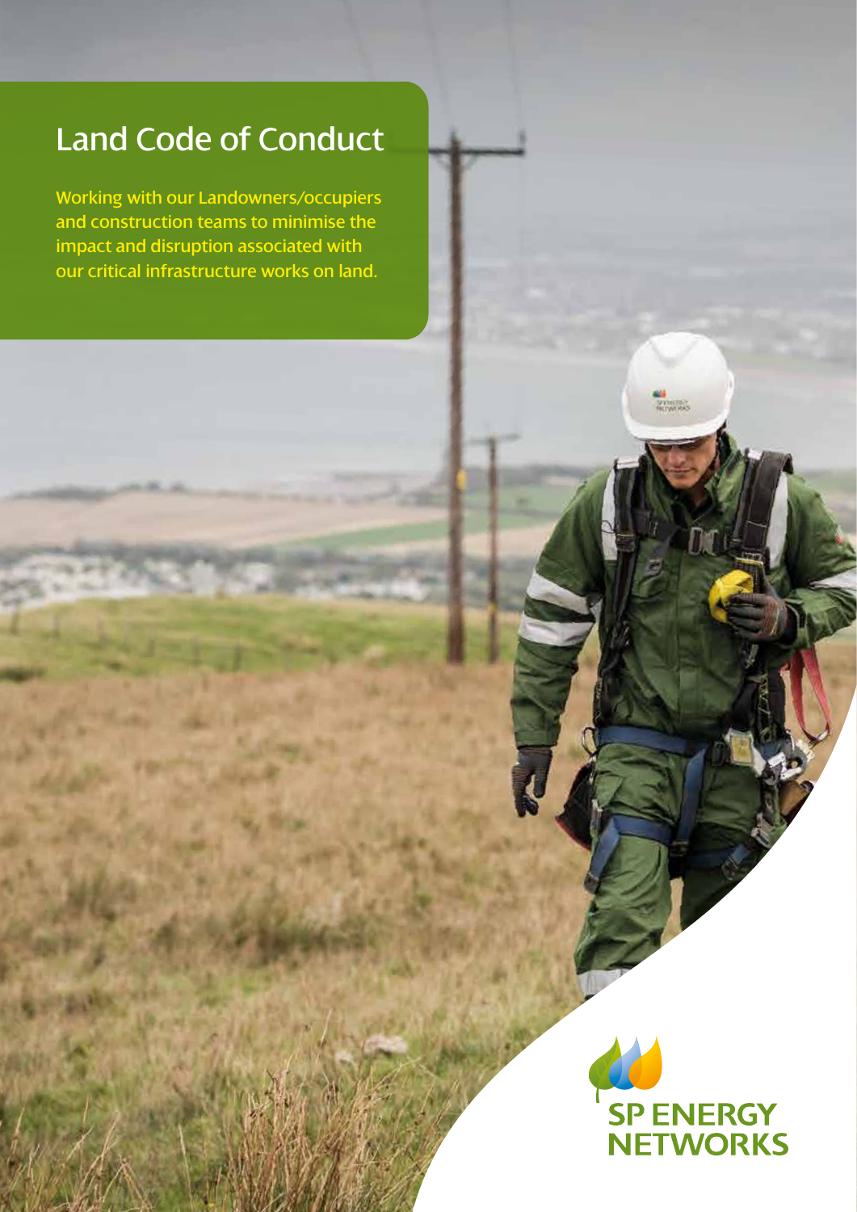# Land Code of Conduct

Working with our Landowners/occupiers and construction teams to minimise the impact and disruption associated with our critical infrastructure works on land.

SP ENERGY NETWORKS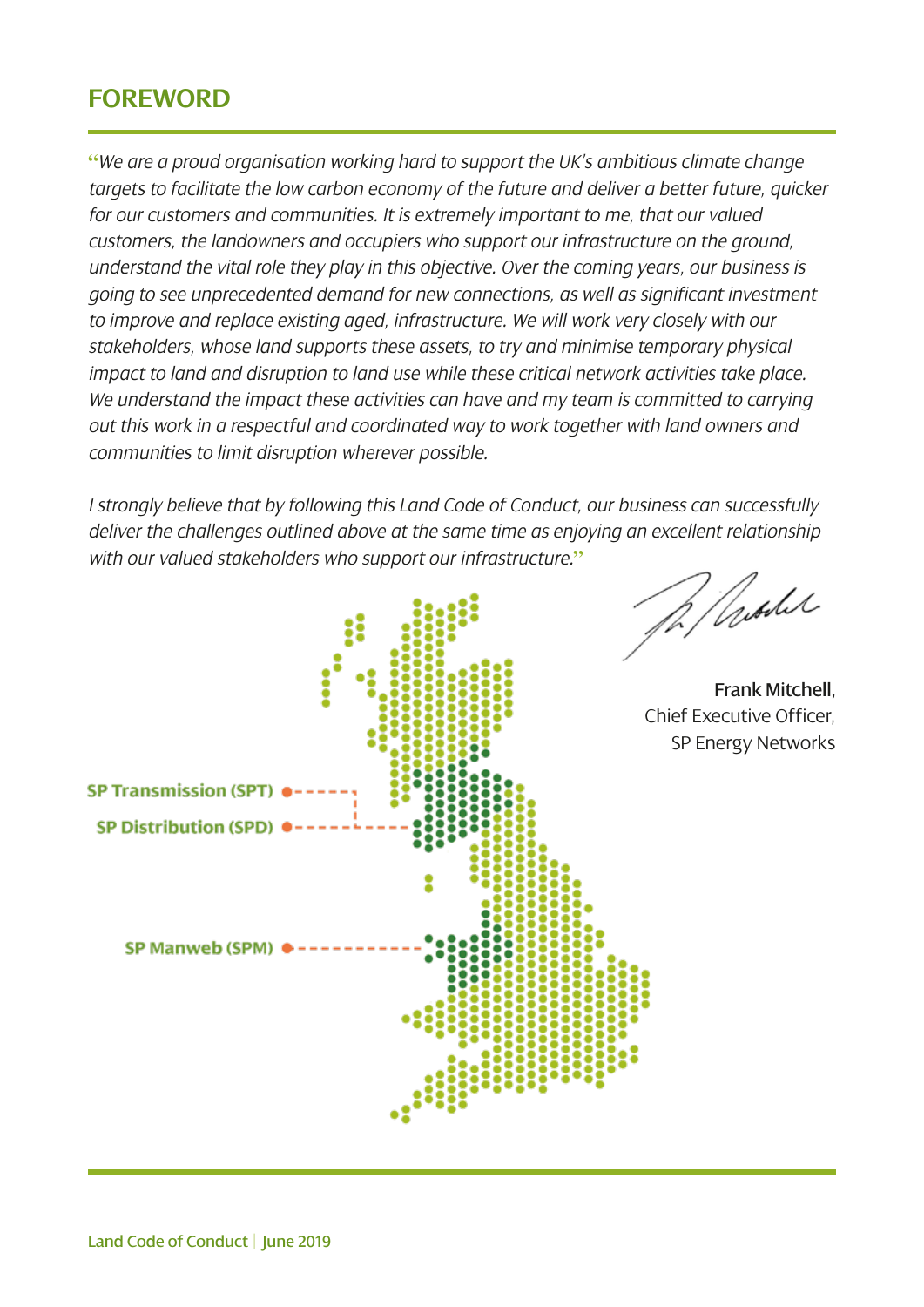## FOREWORD

*"We are a proud organisation working hard to support the UK's ambitious climate change targets to facilitate the low carbon economy of the future and deliver a better future, quicker for our customers and communities. It is extremely important to me, that our valued customers, the landowners and occupiers who support our infrastructure on the ground, understand the vital role they play in this objective. Over the coming years, our business is going to see unprecedented demand for new connections, as well as significant investment to improve and replace existing aged, infrastructure. We will work very closely with our stakeholders, whose land supports these assets, to try and minimise temporary physical impact to land and disruption to land use while these critical network activities take place. We understand the impact these activities can have and my team is committed to carrying out this work in a respectful and coordinated way to work together with land owners and communities to limit disruption wherever possible.*

*I strongly believe that by following this Land Code of Conduct, our business can successfully deliver the challenges outlined above at the same time as enjoying an excellent relationship with our valued stakeholders who support our infrastructure."*

**Frank Mitchell,**
Chief Executive Officer,
SP Energy Networks

SP Transmission (SPT)

SP Distribution (SPD)

SP Manweb (SPM)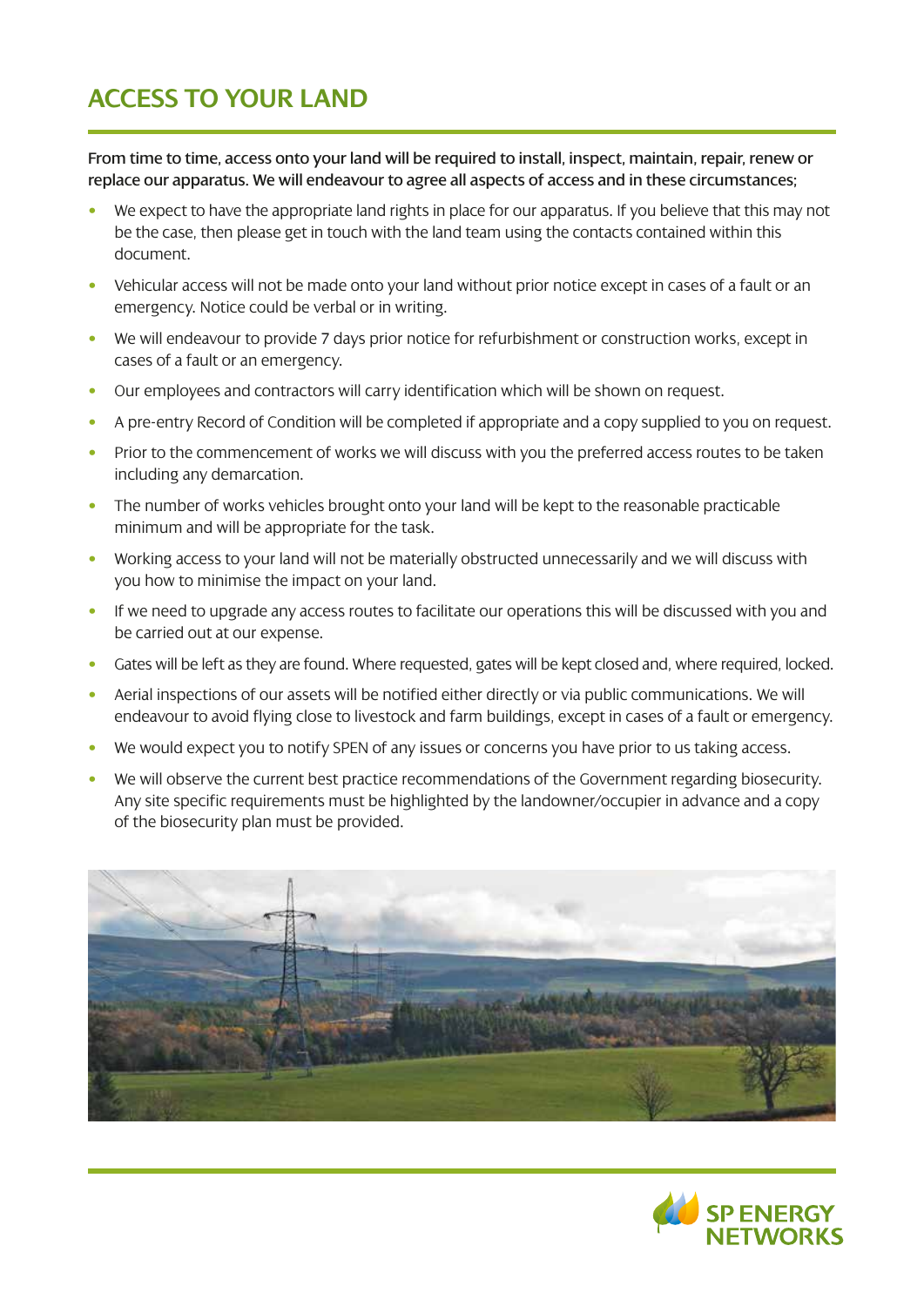# ACCESS TO YOUR LAND

**From time to time, access onto your land will be required to install, inspect, maintain, repair, renew or replace our apparatus. We will endeavour to agree all aspects of access and in these circumstances;**

- We expect to have the appropriate land rights in place for our apparatus. If you believe that this may not be the case, then please get in touch with the land team using the contacts contained within this document.
- Vehicular access will not be made onto your land without prior notice except in cases of a fault or an emergency. Notice could be verbal or in writing.
- We will endeavour to provide 7 days prior notice for refurbishment or construction works, except in cases of a fault or an emergency.
- Our employees and contractors will carry identification which will be shown on request.
- A pre-entry Record of Condition will be completed if appropriate and a copy supplied to you on request.
- Prior to the commencement of works we will discuss with you the preferred access routes to be taken including any demarcation.
- The number of works vehicles brought onto your land will be kept to the reasonable practicable minimum and will be appropriate for the task.
- Working access to your land will not be materially obstructed unnecessarily and we will discuss with you how to minimise the impact on your land.
- If we need to upgrade any access routes to facilitate our operations this will be discussed with you and be carried out at our expense.
- Gates will be left as they are found. Where requested, gates will be kept closed and, where required, locked.
- Aerial inspections of our assets will be notified either directly or via public communications. We will endeavour to avoid flying close to livestock and farm buildings, except in cases of a fault or emergency.
- We would expect you to notify SPEN of any issues or concerns you have prior to us taking access.
- We will observe the current best practice recommendations of the Government regarding biosecurity. Any site specific requirements must be highlighted by the landowner/occupier in advance and a copy of the biosecurity plan must be provided.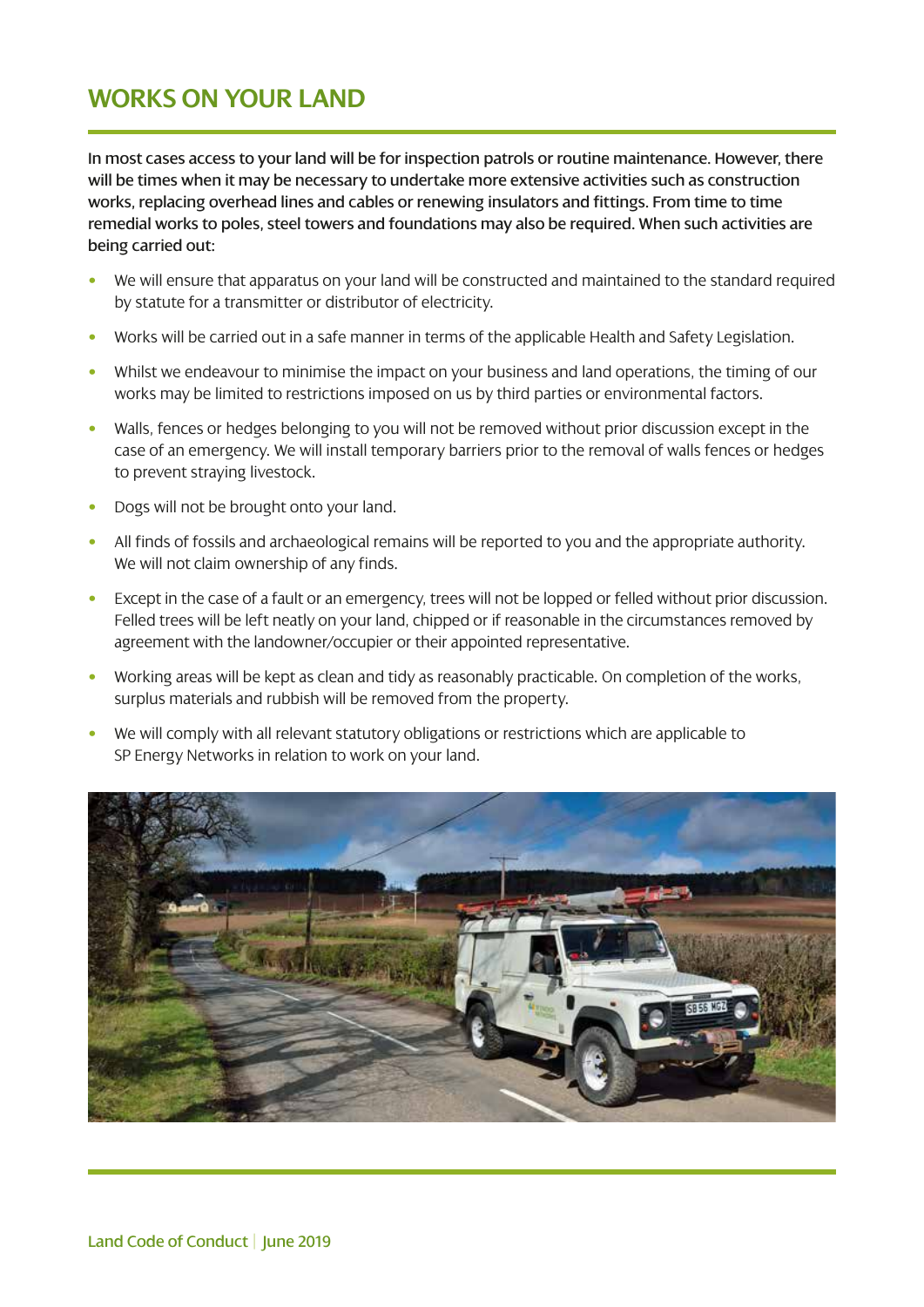# WORKS ON YOUR LAND

**In most cases access to your land will be for inspection patrols or routine maintenance. However, there will be times when it may be necessary to undertake more extensive activities such as construction works, replacing overhead lines and cables or renewing insulators and fittings. From time to time remedial works to poles, steel towers and foundations may also be required. When such activities are being carried out:**

- We will ensure that apparatus on your land will be constructed and maintained to the standard required by statute for a transmitter or distributor of electricity.
- Works will be carried out in a safe manner in terms of the applicable Health and Safety Legislation.
- Whilst we endeavour to minimise the impact on your business and land operations, the timing of our works may be limited to restrictions imposed on us by third parties or environmental factors.
- Walls, fences or hedges belonging to you will not be removed without prior discussion except in the case of an emergency. We will install temporary barriers prior to the removal of walls fences or hedges to prevent straying livestock.
- Dogs will not be brought onto your land.
- All finds of fossils and archaeological remains will be reported to you and the appropriate authority. We will not claim ownership of any finds.
- Except in the case of a fault or an emergency, trees will not be lopped or felled without prior discussion. Felled trees will be left neatly on your land, chipped or if reasonable in the circumstances removed by agreement with the landowner/occupier or their appointed representative.
- Working areas will be kept as clean and tidy as reasonably practicable. On completion of the works, surplus materials and rubbish will be removed from the property.
- We will comply with all relevant statutory obligations or restrictions which are applicable to SP Energy Networks in relation to work on your land.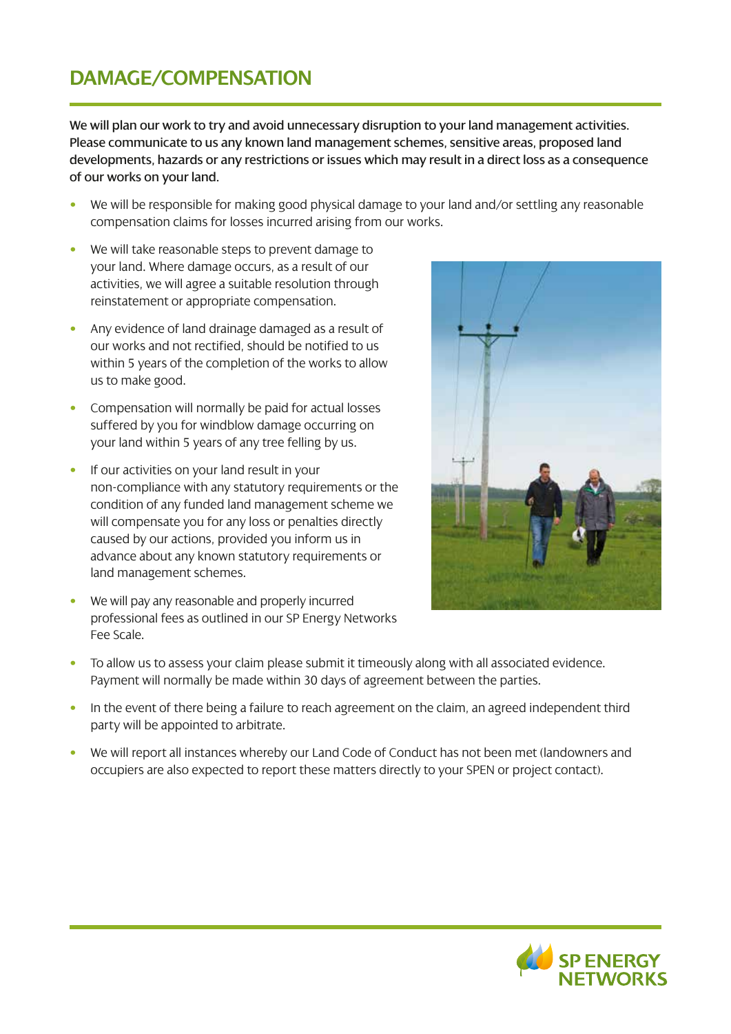## DAMAGE/COMPENSATION

**We will plan our work to try and avoid unnecessary disruption to your land management activities. Please communicate to us any known land management schemes, sensitive areas, proposed land developments, hazards or any restrictions or issues which may result in a direct loss as a consequence of our works on your land.**

- We will be responsible for making good physical damage to your land and/or settling any reasonable compensation claims for losses incurred arising from our works.
- We will take reasonable steps to prevent damage to your land. Where damage occurs, as a result of our activities, we will agree a suitable resolution through reinstatement or appropriate compensation.
- Any evidence of land drainage damaged as a result of our works and not rectified, should be notified to us within 5 years of the completion of the works to allow us to make good.
- Compensation will normally be paid for actual losses suffered by you for windblow damage occurring on your land within 5 years of any tree felling by us.
- If our activities on your land result in your non-compliance with any statutory requirements or the condition of any funded land management scheme we will compensate you for any loss or penalties directly caused by our actions, provided you inform us in advance about any known statutory requirements or land management schemes.
- We will pay any reasonable and properly incurred professional fees as outlined in our SP Energy Networks Fee Scale.
- To allow us to assess your claim please submit it timeously along with all associated evidence. Payment will normally be made within 30 days of agreement between the parties.
- In the event of there being a failure to reach agreement on the claim, an agreed independent third party will be appointed to arbitrate.
- We will report all instances whereby our Land Code of Conduct has not been met (landowners and occupiers are also expected to report these matters directly to your SPEN or project contact).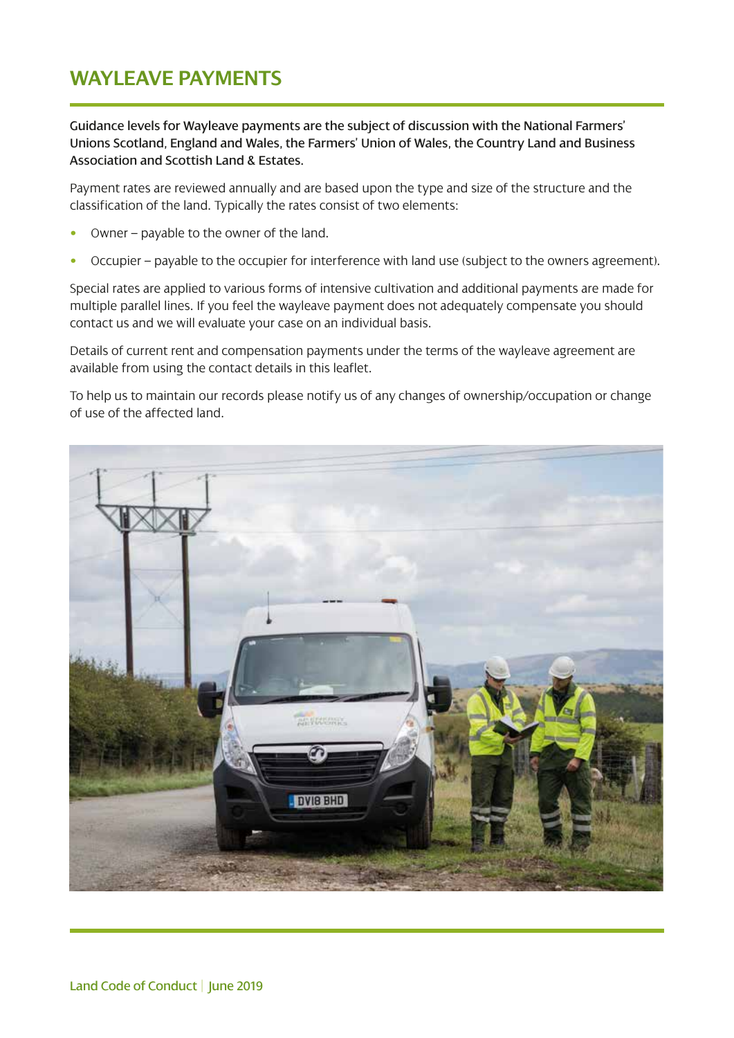# WAYLEAVE PAYMENTS

**Guidance levels for Wayleave payments are the subject of discussion with the National Farmers' Unions Scotland, England and Wales, the Farmers' Union of Wales, the Country Land and Business Association and Scottish Land & Estates.**

Payment rates are reviewed annually and are based upon the type and size of the structure and the classification of the land. Typically the rates consist of two elements:

- Owner – payable to the owner of the land.
- Occupier – payable to the occupier for interference with land use (subject to the owners agreement).

Special rates are applied to various forms of intensive cultivation and additional payments are made for multiple parallel lines. If you feel the wayleave payment does not adequately compensate you should contact us and we will evaluate your case on an individual basis.

Details of current rent and compensation payments under the terms of the wayleave agreement are available from using the contact details in this leaflet.

To help us to maintain our records please notify us of any changes of ownership/occupation or change of use of the affected land.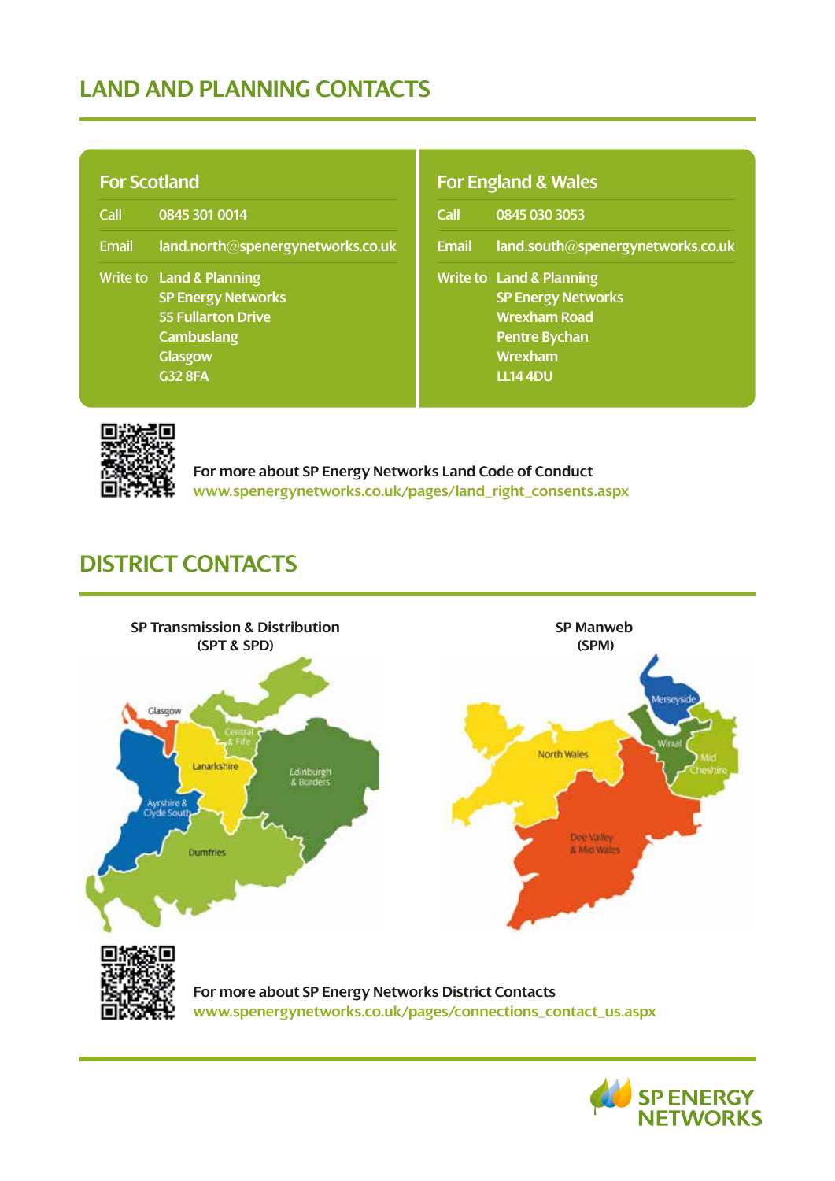## LAND AND PLANNING CONTACTS

### For Scotland

| | |
|---|---|
| Call | 0845 301 0014 |
| Email | land.north@spenergynetworks.co.uk |
| Write to | Land & Planning<br>SP Energy Networks<br>55 Fullarton Drive<br>Cambuslang<br>Glasgow<br>G32 8FA |

### For England & Wales

| | |
|---|---|
| Call | 0845 030 3053 |
| Email | land.south@spenergynetworks.co.uk |
| Write to | Land & Planning<br>SP Energy Networks<br>Wrexham Road<br>Pentre Bychan<br>Wrexham<br>LL14 4DU |

**For more about SP Energy Networks Land Code of Conduct**
www.spenergynetworks.co.uk/pages/land_right_consents.aspx

## DISTRICT CONTACTS

**SP Transmission & Distribution (SPT & SPD)**

Glasgow, Central & Fife, Lanarkshire, Edinburgh & Borders, Ayrshire & Clyde South, Dumfries

**SP Manweb (SPM)**

Merseyside, Wirral, Mid Cheshire, North Wales, Dee Valley & Mid Wales

**For more about SP Energy Networks District Contacts**
www.spenergynetworks.co.uk/pages/connections_contact_us.aspx

SP ENERGY NETWORKS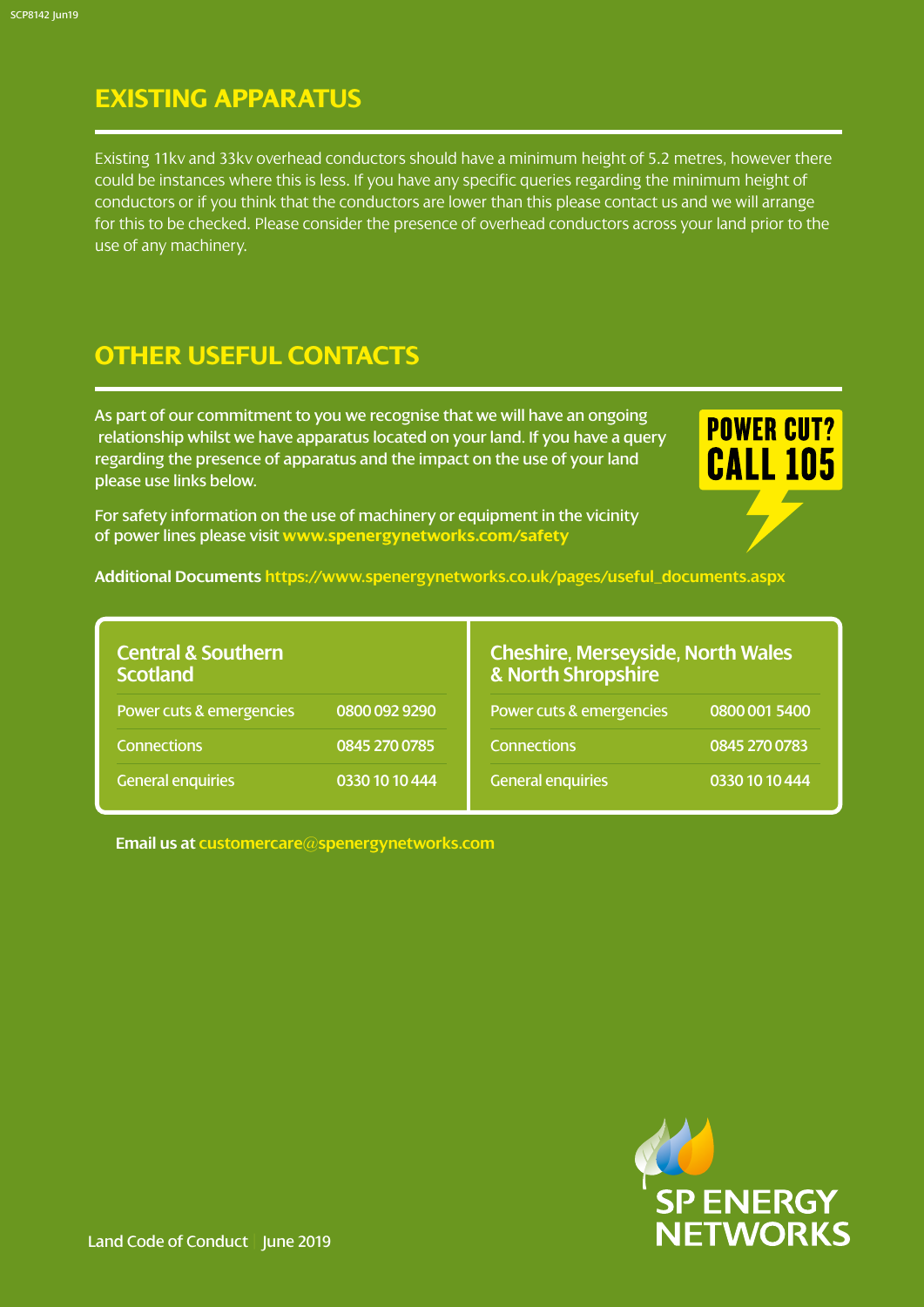## EXISTING APPARATUS

Existing 11kv and 33kv overhead conductors should have a minimum height of 5.2 metres, however there could be instances where this is less. If you have any specific queries regarding the minimum height of conductors or if you think that the conductors are lower than this please contact us and we will arrange for this to be checked. Please consider the presence of overhead conductors across your land prior to the use of any machinery.

## OTHER USEFUL CONTACTS

As part of our commitment to you we recognise that we will have an ongoing relationship whilst we have apparatus located on your land. If you have a query regarding the presence of apparatus and the impact on the use of your land please use links below.

For safety information on the use of machinery or equipment in the vicinity of power lines please visit **www.spenergynetworks.com/safety**

**POWER CUT? CALL 105**

**Additional Documents** **https://www.spenergynetworks.co.uk/pages/useful_documents.aspx**

| Central & Southern Scotland | |
|---|---|
| Power cuts & emergencies | 0800 092 9290 |
| Connections | 0845 270 0785 |
| General enquiries | 0330 10 10 444 |

| Cheshire, Merseyside, North Wales & North Shropshire | |
|---|---|
| Power cuts & emergencies | 0800 001 5400 |
| Connections | 0845 270 0783 |
| General enquiries | 0330 10 10 444 |

**Email us at customercare@spenergynetworks.com**

SP ENERGY NETWORKS